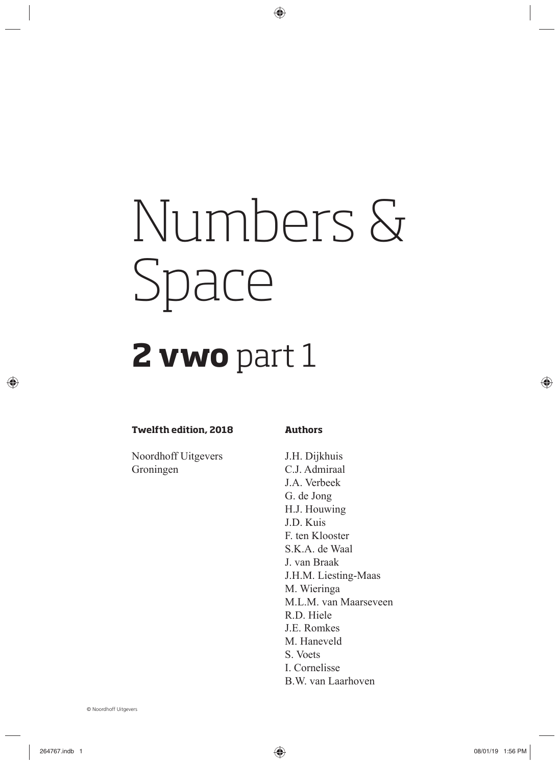# Numbers & Space

## **2 vwo** part 1

**Twelfth edition, 2018**

Noordhoff Uitgevers
Groningen

**Authors**

J.H. Dijkhuis
C.J. Admiraal
J.A. Verbeek
G. de Jong
H.J. Houwing
J.D. Kuis
F. ten Klooster
S.K.A. de Waal
J. van Braak
J.H.M. Liesting-Maas
M. Wieringa
M.L.M. van Maarseveen
R.D. Hiele
J.E. Romkes
M. Haneveld
S. Voets
I. Cornelisse
B.W. van Laarhoven

© Noordhoff Uitgevers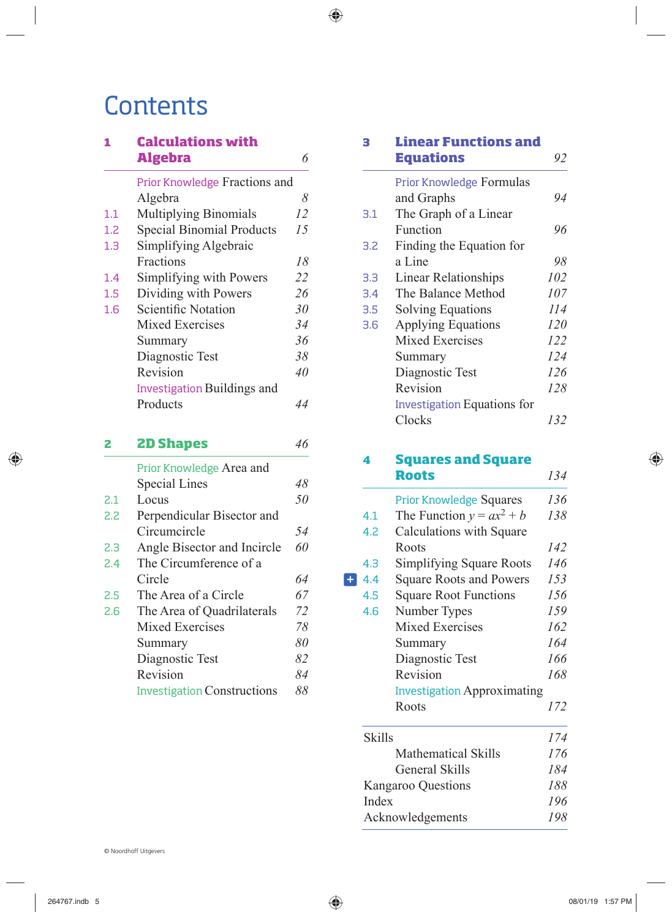# Contents

## 1 Calculations with Algebra — 6

| | | |
|---|---|---|
| | Prior Knowledge Fractions and Algebra | 8 |
| 1.1 | Multiplying Binomials | 12 |
| 1.2 | Special Binomial Products | 15 |
| 1.3 | Simplifying Algebraic Fractions | 18 |
| 1.4 | Simplifying with Powers | 22 |
| 1.5 | Dividing with Powers | 26 |
| 1.6 | Scientific Notation | 30 |
| | Mixed Exercises | 34 |
| | Summary | 36 |
| | Diagnostic Test | 38 |
| | Revision | 40 |
| | Investigation Buildings and Products | 44 |

## 2 2D Shapes — 46

| | | |
|---|---|---|
| | Prior Knowledge Area and Special Lines | 48 |
| 2.1 | Locus | 50 |
| 2.2 | Perpendicular Bisector and Circumcircle | 54 |
| 2.3 | Angle Bisector and Incircle | 60 |
| 2.4 | The Circumference of a Circle | 64 |
| 2.5 | The Area of a Circle | 67 |
| 2.6 | The Area of Quadrilaterals | 72 |
| | Mixed Exercises | 78 |
| | Summary | 80 |
| | Diagnostic Test | 82 |
| | Revision | 84 |
| | Investigation Constructions | 88 |

## 3 Linear Functions and Equations — 92

| | | |
|---|---|---|
| | Prior Knowledge Formulas and Graphs | 94 |
| 3.1 | The Graph of a Linear Function | 96 |
| 3.2 | Finding the Equation for a Line | 98 |
| 3.3 | Linear Relationships | 102 |
| 3.4 | The Balance Method | 107 |
| 3.5 | Solving Equations | 114 |
| 3.6 | Applying Equations | 120 |
| | Mixed Exercises | 122 |
| | Summary | 124 |
| | Diagnostic Test | 126 |
| | Revision | 128 |
| | Investigation Equations for Clocks | 132 |

## 4 Squares and Square Roots — 134

| | | |
|---|---|---|
| | Prior Knowledge Squares | 136 |
| 4.1 | The Function $y = ax^2 + b$ | 138 |
| 4.2 | Calculations with Square Roots | 142 |
| 4.3 | Simplifying Square Roots | 146 |
| + 4.4 | Square Roots and Powers | 153 |
| 4.5 | Square Root Functions | 156 |
| 4.6 | Number Types | 159 |
| | Mixed Exercises | 162 |
| | Summary | 164 |
| | Diagnostic Test | 166 |
| | Revision | 168 |
| | Investigation Approximating Roots | 172 |

| | |
|---|---|
| Skills | 174 |
| Mathematical Skills | 176 |
| General Skills | 184 |
| Kangaroo Questions | 188 |
| Index | 196 |
| Acknowledgements | 198 |

© Noordhoff Uitgevers